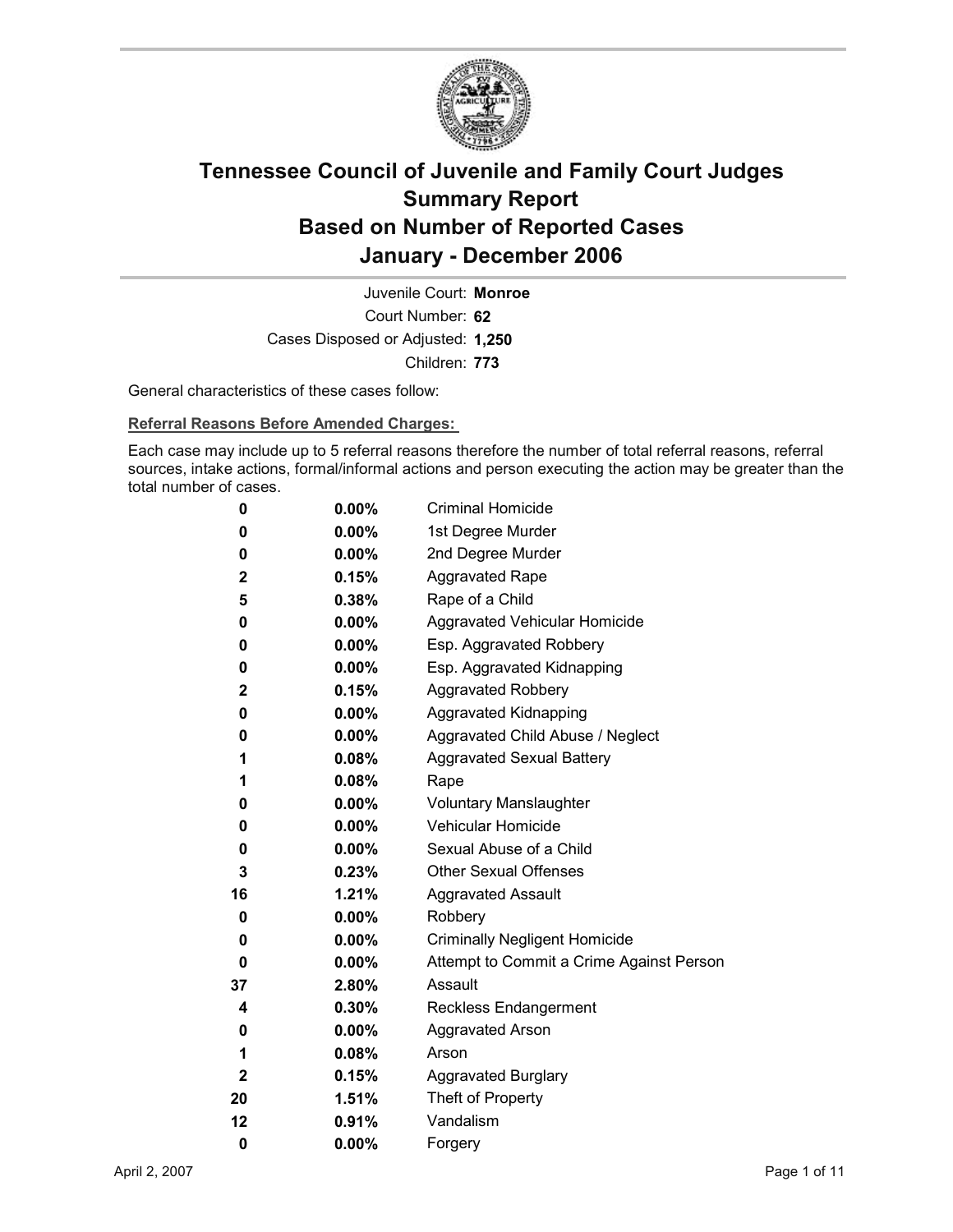# Tennessee Council of Juvenile and Family Court Judges
# Summary Report
# Based on Number of Reported Cases
# January - December 2006

Juvenile Court: **Monroe**

Court Number: **62**

Cases Disposed or Adjusted: **1,250**

Children: **773**

General characteristics of these cases follow:

**Referral Reasons Before Amended Charges:**

Each case may include up to 5 referral reasons therefore the number of total referral reasons, referral sources, intake actions, formal/informal actions and person executing the action may be greater than the total number of cases.

| Count | Percent | Referral Reason |
|---|---|---|
| 0 | 0.00% | Criminal Homicide |
| 0 | 0.00% | 1st Degree Murder |
| 0 | 0.00% | 2nd Degree Murder |
| 2 | 0.15% | Aggravated Rape |
| 5 | 0.38% | Rape of a Child |
| 0 | 0.00% | Aggravated Vehicular Homicide |
| 0 | 0.00% | Esp. Aggravated Robbery |
| 0 | 0.00% | Esp. Aggravated Kidnapping |
| 2 | 0.15% | Aggravated Robbery |
| 0 | 0.00% | Aggravated Kidnapping |
| 0 | 0.00% | Aggravated Child Abuse / Neglect |
| 1 | 0.08% | Aggravated Sexual Battery |
| 1 | 0.08% | Rape |
| 0 | 0.00% | Voluntary Manslaughter |
| 0 | 0.00% | Vehicular Homicide |
| 0 | 0.00% | Sexual Abuse of a Child |
| 3 | 0.23% | Other Sexual Offenses |
| 16 | 1.21% | Aggravated Assault |
| 0 | 0.00% | Robbery |
| 0 | 0.00% | Criminally Negligent Homicide |
| 0 | 0.00% | Attempt to Commit a Crime Against Person |
| 37 | 2.80% | Assault |
| 4 | 0.30% | Reckless Endangerment |
| 0 | 0.00% | Aggravated Arson |
| 1 | 0.08% | Arson |
| 2 | 0.15% | Aggravated Burglary |
| 20 | 1.51% | Theft of Property |
| 12 | 0.91% | Vandalism |
| 0 | 0.00% | Forgery |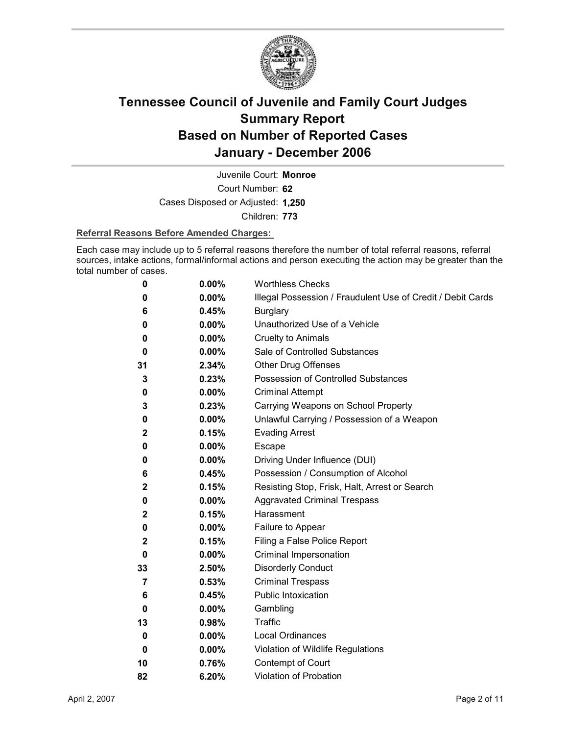# Tennessee Council of Juvenile and Family Court Judges
# Summary Report
# Based on Number of Reported Cases
# January - December 2006

Juvenile Court: **Monroe**

Court Number: **62**

Cases Disposed or Adjusted: **1,250**

Children: **773**

**Referral Reasons Before Amended Charges:**

Each case may include up to 5 referral reasons therefore the number of total referral reasons, referral sources, intake actions, formal/informal actions and person executing the action may be greater than the total number of cases.

| Count | Percent | Referral Reason |
|---|---|---|
| 0 | 0.00% | Worthless Checks |
| 0 | 0.00% | Illegal Possession / Fraudulent Use of Credit / Debit Cards |
| 6 | 0.45% | Burglary |
| 0 | 0.00% | Unauthorized Use of a Vehicle |
| 0 | 0.00% | Cruelty to Animals |
| 0 | 0.00% | Sale of Controlled Substances |
| 31 | 2.34% | Other Drug Offenses |
| 3 | 0.23% | Possession of Controlled Substances |
| 0 | 0.00% | Criminal Attempt |
| 3 | 0.23% | Carrying Weapons on School Property |
| 0 | 0.00% | Unlawful Carrying / Possession of a Weapon |
| 2 | 0.15% | Evading Arrest |
| 0 | 0.00% | Escape |
| 0 | 0.00% | Driving Under Influence (DUI) |
| 6 | 0.45% | Possession / Consumption of Alcohol |
| 2 | 0.15% | Resisting Stop, Frisk, Halt, Arrest or Search |
| 0 | 0.00% | Aggravated Criminal Trespass |
| 2 | 0.15% | Harassment |
| 0 | 0.00% | Failure to Appear |
| 2 | 0.15% | Filing a False Police Report |
| 0 | 0.00% | Criminal Impersonation |
| 33 | 2.50% | Disorderly Conduct |
| 7 | 0.53% | Criminal Trespass |
| 6 | 0.45% | Public Intoxication |
| 0 | 0.00% | Gambling |
| 13 | 0.98% | Traffic |
| 0 | 0.00% | Local Ordinances |
| 0 | 0.00% | Violation of Wildlife Regulations |
| 10 | 0.76% | Contempt of Court |
| 82 | 6.20% | Violation of Probation |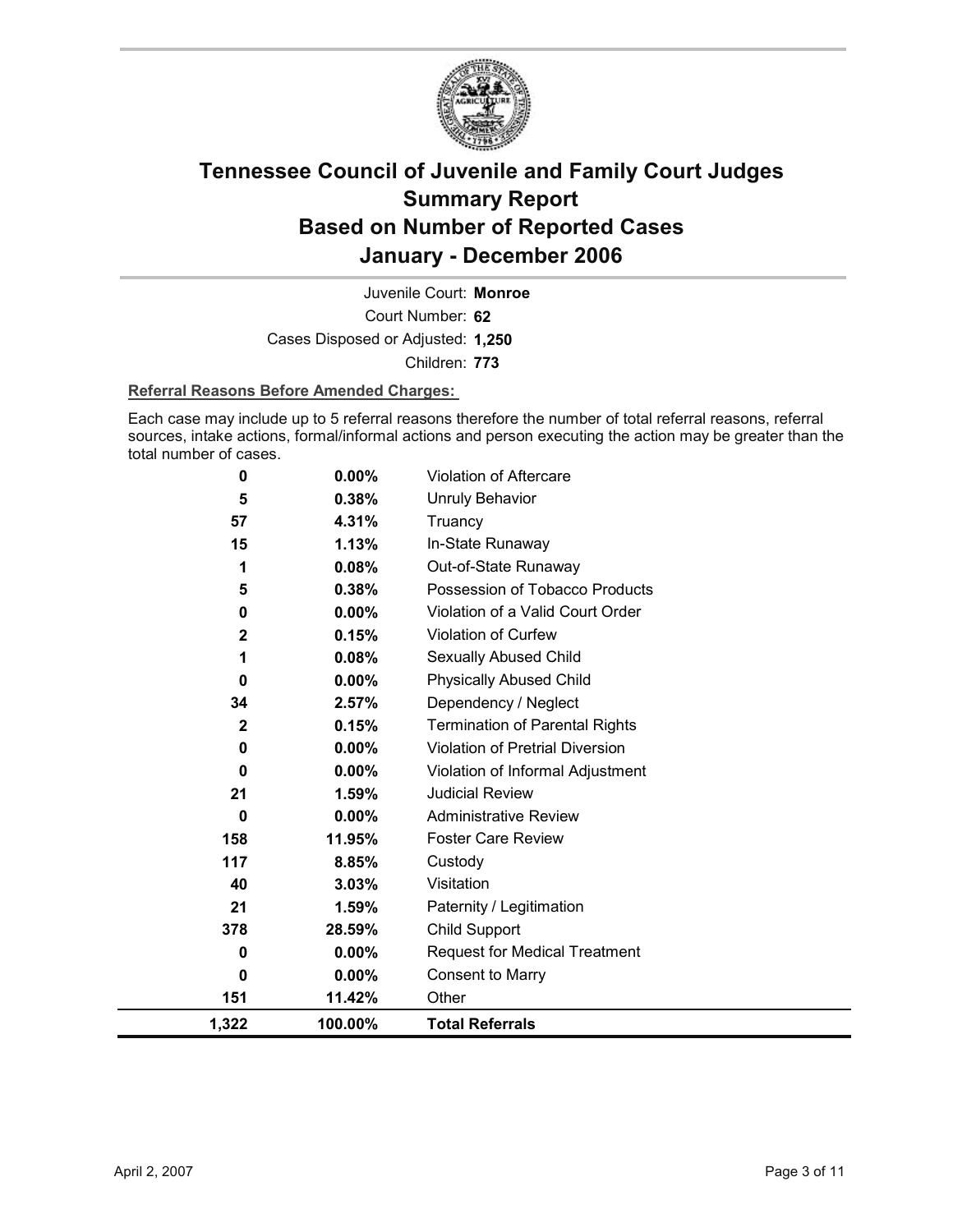# Tennessee Council of Juvenile and Family Court Judges
# Summary Report
# Based on Number of Reported Cases
# January - December 2006

Juvenile Court: **Monroe**

Court Number: **62**

Cases Disposed or Adjusted: **1,250**

Children: **773**

**Referral Reasons Before Amended Charges:**

Each case may include up to 5 referral reasons therefore the number of total referral reasons, referral sources, intake actions, formal/informal actions and person executing the action may be greater than the total number of cases.

| Count | Percent | Referral Reason |
|---|---|---|
| 0 | 0.00% | Violation of Aftercare |
| 5 | 0.38% | Unruly Behavior |
| 57 | 4.31% | Truancy |
| 15 | 1.13% | In-State Runaway |
| 1 | 0.08% | Out-of-State Runaway |
| 5 | 0.38% | Possession of Tobacco Products |
| 0 | 0.00% | Violation of a Valid Court Order |
| 2 | 0.15% | Violation of Curfew |
| 1 | 0.08% | Sexually Abused Child |
| 0 | 0.00% | Physically Abused Child |
| 34 | 2.57% | Dependency / Neglect |
| 2 | 0.15% | Termination of Parental Rights |
| 0 | 0.00% | Violation of Pretrial Diversion |
| 0 | 0.00% | Violation of Informal Adjustment |
| 21 | 1.59% | Judicial Review |
| 0 | 0.00% | Administrative Review |
| 158 | 11.95% | Foster Care Review |
| 117 | 8.85% | Custody |
| 40 | 3.03% | Visitation |
| 21 | 1.59% | Paternity / Legitimation |
| 378 | 28.59% | Child Support |
| 0 | 0.00% | Request for Medical Treatment |
| 0 | 0.00% | Consent to Marry |
| 151 | 11.42% | Other |
| **1,322** | **100.00%** | **Total Referrals** |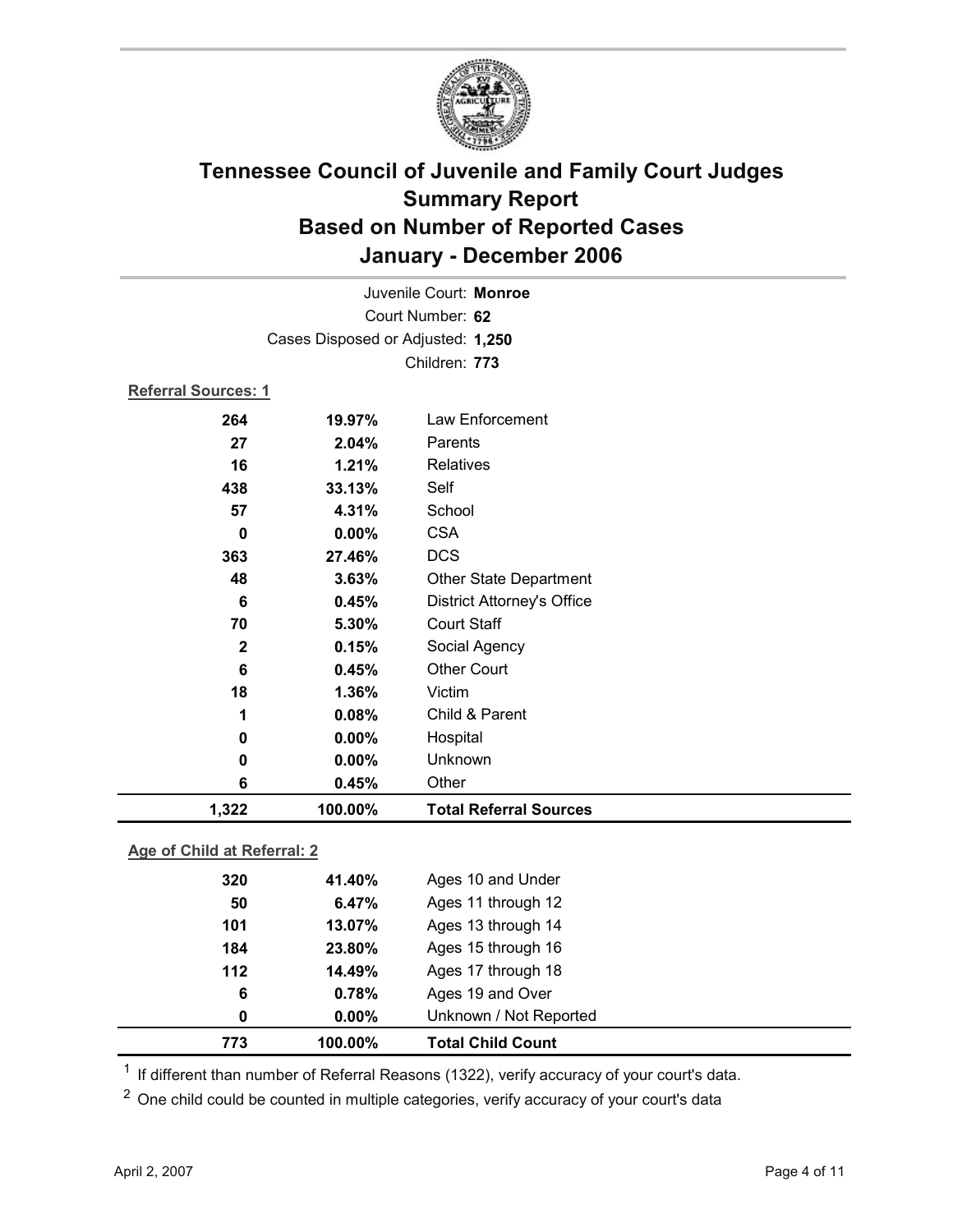# Tennessee Council of Juvenile and Family Court Judges
# Summary Report
# Based on Number of Reported Cases
# January - December 2006

Juvenile Court: **Monroe**
Court Number: **62**
Cases Disposed or Adjusted: **1,250**
Children: **773**

**Referral Sources: 1**

| | | |
|---|---|---|
| **264** | **19.97%** | Law Enforcement |
| **27** | **2.04%** | Parents |
| **16** | **1.21%** | Relatives |
| **438** | **33.13%** | Self |
| **57** | **4.31%** | School |
| **0** | **0.00%** | CSA |
| **363** | **27.46%** | DCS |
| **48** | **3.63%** | Other State Department |
| **6** | **0.45%** | District Attorney's Office |
| **70** | **5.30%** | Court Staff |
| **2** | **0.15%** | Social Agency |
| **6** | **0.45%** | Other Court |
| **18** | **1.36%** | Victim |
| **1** | **0.08%** | Child & Parent |
| **0** | **0.00%** | Hospital |
| **0** | **0.00%** | Unknown |
| **6** | **0.45%** | Other |
| **1,322** | **100.00%** | **Total Referral Sources** |

**Age of Child at Referral: 2**

| | | |
|---|---|---|
| **320** | **41.40%** | Ages 10 and Under |
| **50** | **6.47%** | Ages 11 through 12 |
| **101** | **13.07%** | Ages 13 through 14 |
| **184** | **23.80%** | Ages 15 through 16 |
| **112** | **14.49%** | Ages 17 through 18 |
| **6** | **0.78%** | Ages 19 and Over |
| **0** | **0.00%** | Unknown / Not Reported |
| **773** | **100.00%** | **Total Child Count** |

[1] If different than number of Referral Reasons (1322), verify accuracy of your court's data.

[2] One child could be counted in multiple categories, verify accuracy of your court's data

April 2, 2007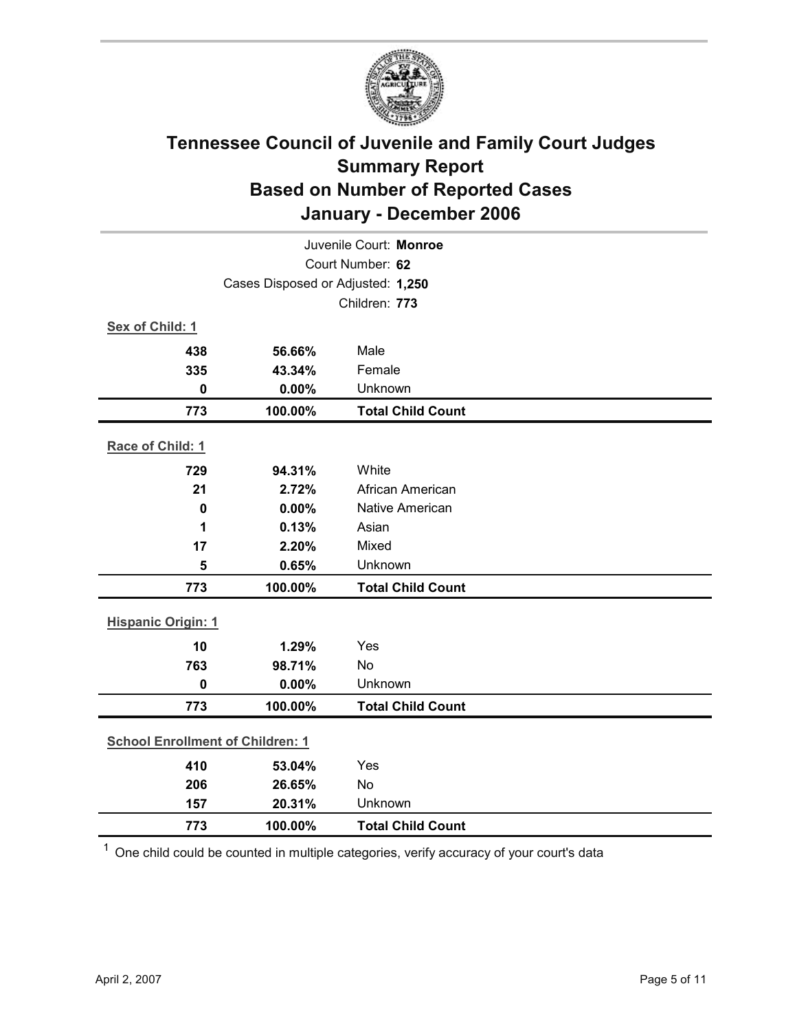# Tennessee Council of Juvenile and Family Court Judges
## Summary Report
## Based on Number of Reported Cases
## January - December 2006

Juvenile Court: **Monroe**

Court Number: **62**

Cases Disposed or Adjusted: **1,250**

Children: **773**

**Sex of Child: 1**

| Count | Percent | Category |
|---|---|---|
| 438 | 56.66% | Male |
| 335 | 43.34% | Female |
| 0 | 0.00% | Unknown |
| **773** | **100.00%** | **Total Child Count** |

**Race of Child: 1**

| Count | Percent | Category |
|---|---|---|
| 729 | 94.31% | White |
| 21 | 2.72% | African American |
| 0 | 0.00% | Native American |
| 1 | 0.13% | Asian |
| 17 | 2.20% | Mixed |
| 5 | 0.65% | Unknown |
| **773** | **100.00%** | **Total Child Count** |

**Hispanic Origin: 1**

| Count | Percent | Category |
|---|---|---|
| 10 | 1.29% | Yes |
| 763 | 98.71% | No |
| 0 | 0.00% | Unknown |
| **773** | **100.00%** | **Total Child Count** |

**School Enrollment of Children: 1**

| Count | Percent | Category |
|---|---|---|
| 410 | 53.04% | Yes |
| 206 | 26.65% | No |
| 157 | 20.31% | Unknown |
| **773** | **100.00%** | **Total Child Count** |

[1] One child could be counted in multiple categories, verify accuracy of your court's data

April 2, 2007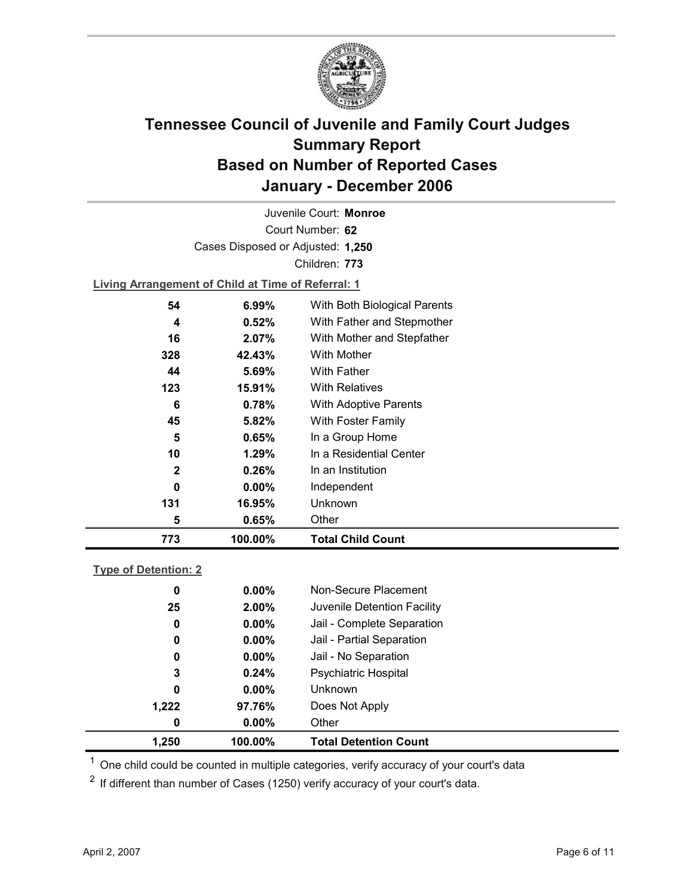# Tennessee Council of Juvenile and Family Court Judges
## Summary Report
## Based on Number of Reported Cases
## January - December 2006

Juvenile Court: **Monroe**

Court Number: **62**

Cases Disposed or Adjusted: **1,250**

Children: **773**

**Living Arrangement of Child at Time of Referral: 1**

| | | |
|---|---|---|
| 54 | 6.99% | With Both Biological Parents |
| 4 | 0.52% | With Father and Stepmother |
| 16 | 2.07% | With Mother and Stepfather |
| 328 | 42.43% | With Mother |
| 44 | 5.69% | With Father |
| 123 | 15.91% | With Relatives |
| 6 | 0.78% | With Adoptive Parents |
| 45 | 5.82% | With Foster Family |
| 5 | 0.65% | In a Group Home |
| 10 | 1.29% | In a Residential Center |
| 2 | 0.26% | In an Institution |
| 0 | 0.00% | Independent |
| 131 | 16.95% | Unknown |
| 5 | 0.65% | Other |
| **773** | **100.00%** | **Total Child Count** |

**Type of Detention: 2**

| | | |
|---|---|---|
| 0 | 0.00% | Non-Secure Placement |
| 25 | 2.00% | Juvenile Detention Facility |
| 0 | 0.00% | Jail - Complete Separation |
| 0 | 0.00% | Jail - Partial Separation |
| 0 | 0.00% | Jail - No Separation |
| 3 | 0.24% | Psychiatric Hospital |
| 0 | 0.00% | Unknown |
| 1,222 | 97.76% | Does Not Apply |
| 0 | 0.00% | Other |
| **1,250** | **100.00%** | **Total Detention Count** |

[1] One child could be counted in multiple categories, verify accuracy of your court's data

[2] If different than number of Cases (1250) verify accuracy of your court's data.

April 2, 2007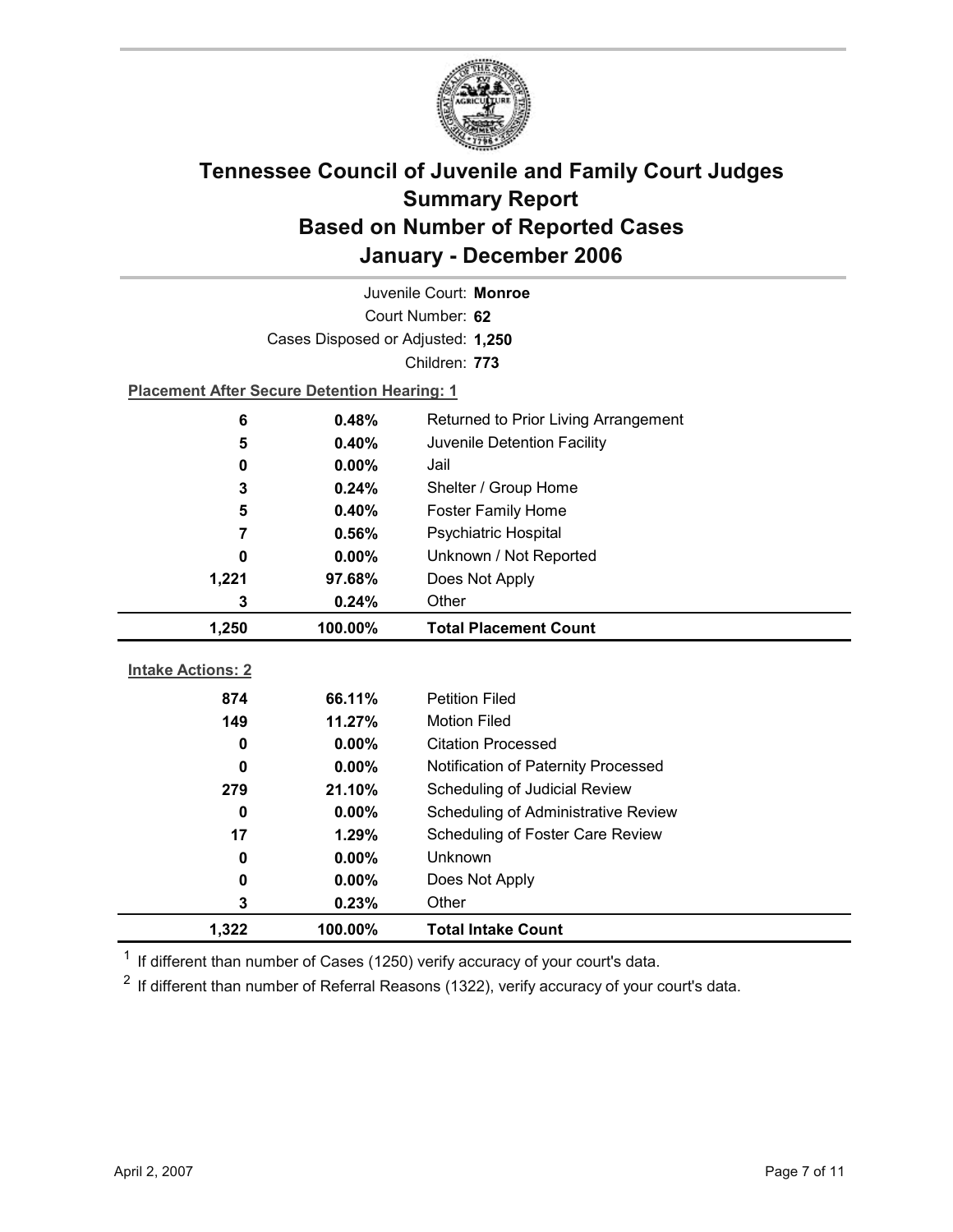# Tennessee Council of Juvenile and Family Court Judges Summary Report Based on Number of Reported Cases January - December 2006

Juvenile Court: **Monroe**

Court Number: **62**

Cases Disposed or Adjusted: **1,250**

Children: **773**

**Placement After Secure Detention Hearing: 1**

| Count | Percent | Placement |
|---|---|---|
| 6 | 0.48% | Returned to Prior Living Arrangement |
| 5 | 0.40% | Juvenile Detention Facility |
| 0 | 0.00% | Jail |
| 3 | 0.24% | Shelter / Group Home |
| 5 | 0.40% | Foster Family Home |
| 7 | 0.56% | Psychiatric Hospital |
| 0 | 0.00% | Unknown / Not Reported |
| 1,221 | 97.68% | Does Not Apply |
| 3 | 0.24% | Other |
| **1,250** | **100.00%** | **Total Placement Count** |

**Intake Actions: 2**

| Count | Percent | Intake Action |
|---|---|---|
| 874 | 66.11% | Petition Filed |
| 149 | 11.27% | Motion Filed |
| 0 | 0.00% | Citation Processed |
| 0 | 0.00% | Notification of Paternity Processed |
| 279 | 21.10% | Scheduling of Judicial Review |
| 0 | 0.00% | Scheduling of Administrative Review |
| 17 | 1.29% | Scheduling of Foster Care Review |
| 0 | 0.00% | Unknown |
| 0 | 0.00% | Does Not Apply |
| 3 | 0.23% | Other |
| **1,322** | **100.00%** | **Total Intake Count** |

[1] If different than number of Cases (1250) verify accuracy of your court's data.

[2] If different than number of Referral Reasons (1322), verify accuracy of your court's data.

April 2, 2007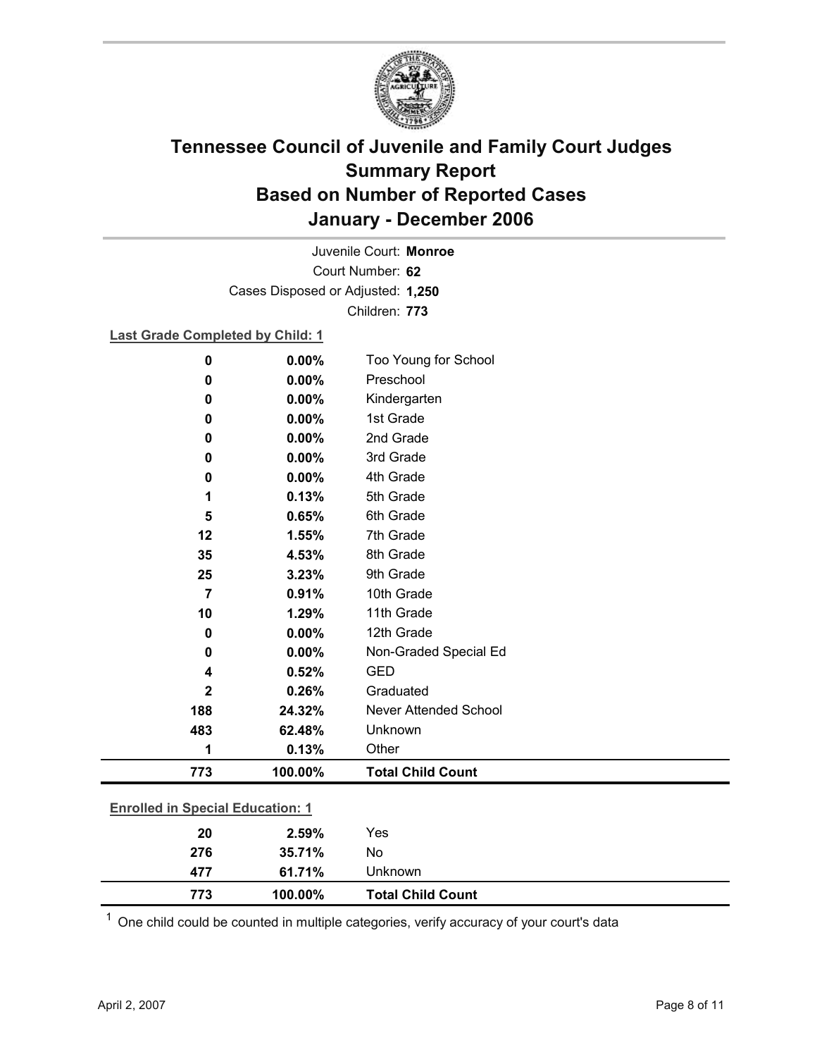# Tennessee Council of Juvenile and Family Court Judges
## Summary Report
## Based on Number of Reported Cases
## January - December 2006

Juvenile Court: **Monroe**
Court Number: **62**
Cases Disposed or Adjusted: **1,250**
Children: **773**

**Last Grade Completed by Child: 1**

| | | |
|---|---|---|
| 0 | 0.00% | Too Young for School |
| 0 | 0.00% | Preschool |
| 0 | 0.00% | Kindergarten |
| 0 | 0.00% | 1st Grade |
| 0 | 0.00% | 2nd Grade |
| 0 | 0.00% | 3rd Grade |
| 0 | 0.00% | 4th Grade |
| 1 | 0.13% | 5th Grade |
| 5 | 0.65% | 6th Grade |
| 12 | 1.55% | 7th Grade |
| 35 | 4.53% | 8th Grade |
| 25 | 3.23% | 9th Grade |
| 7 | 0.91% | 10th Grade |
| 10 | 1.29% | 11th Grade |
| 0 | 0.00% | 12th Grade |
| 0 | 0.00% | Non-Graded Special Ed |
| 4 | 0.52% | GED |
| 2 | 0.26% | Graduated |
| 188 | 24.32% | Never Attended School |
| 483 | 62.48% | Unknown |
| 1 | 0.13% | Other |
| **773** | **100.00%** | **Total Child Count** |

**Enrolled in Special Education: 1**

| | | |
|---|---|---|
| 20 | 2.59% | Yes |
| 276 | 35.71% | No |
| 477 | 61.71% | Unknown |
| **773** | **100.00%** | **Total Child Count** |

[1] One child could be counted in multiple categories, verify accuracy of your court's data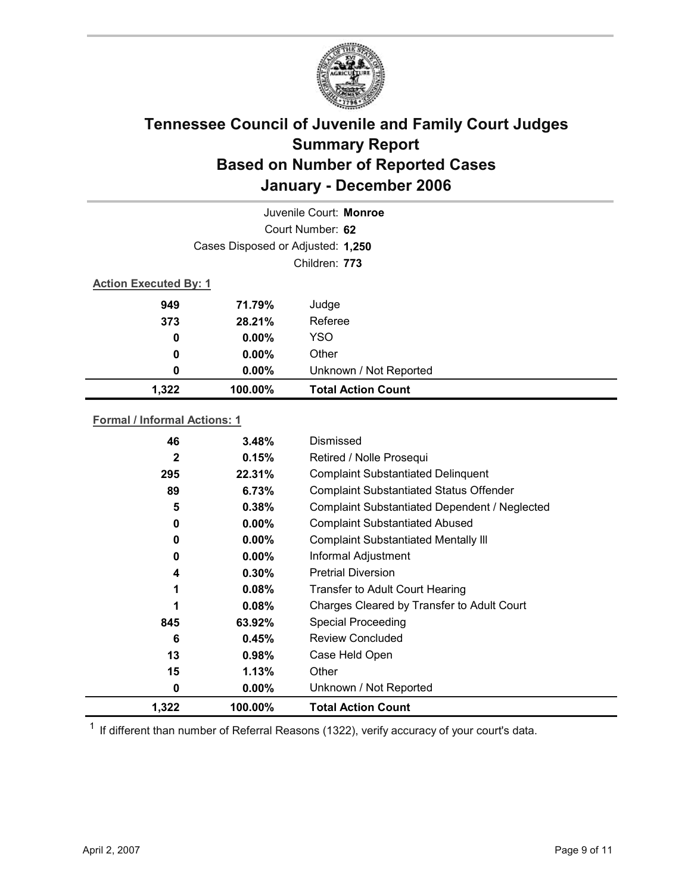# Tennessee Council of Juvenile and Family Court Judges Summary Report Based on Number of Reported Cases January - December 2006

Juvenile Court: **Monroe**

Court Number: **62**

Cases Disposed or Adjusted: **1,250**

Children: **773**

**Action Executed By: 1**

| | | |
|---|---|---|
| **949** | **71.79%** | Judge |
| **373** | **28.21%** | Referee |
| **0** | **0.00%** | YSO |
| **0** | **0.00%** | Other |
| **0** | **0.00%** | Unknown / Not Reported |
| **1,322** | **100.00%** | **Total Action Count** |

**Formal / Informal Actions: 1**

| | | |
|---|---|---|
| **46** | **3.48%** | Dismissed |
| **2** | **0.15%** | Retired / Nolle Prosequi |
| **295** | **22.31%** | Complaint Substantiated Delinquent |
| **89** | **6.73%** | Complaint Substantiated Status Offender |
| **5** | **0.38%** | Complaint Substantiated Dependent / Neglected |
| **0** | **0.00%** | Complaint Substantiated Abused |
| **0** | **0.00%** | Complaint Substantiated Mentally Ill |
| **0** | **0.00%** | Informal Adjustment |
| **4** | **0.30%** | Pretrial Diversion |
| **1** | **0.08%** | Transfer to Adult Court Hearing |
| **1** | **0.08%** | Charges Cleared by Transfer to Adult Court |
| **845** | **63.92%** | Special Proceeding |
| **6** | **0.45%** | Review Concluded |
| **13** | **0.98%** | Case Held Open |
| **15** | **1.13%** | Other |
| **0** | **0.00%** | Unknown / Not Reported |
| **1,322** | **100.00%** | **Total Action Count** |

[1] If different than number of Referral Reasons (1322), verify accuracy of your court's data.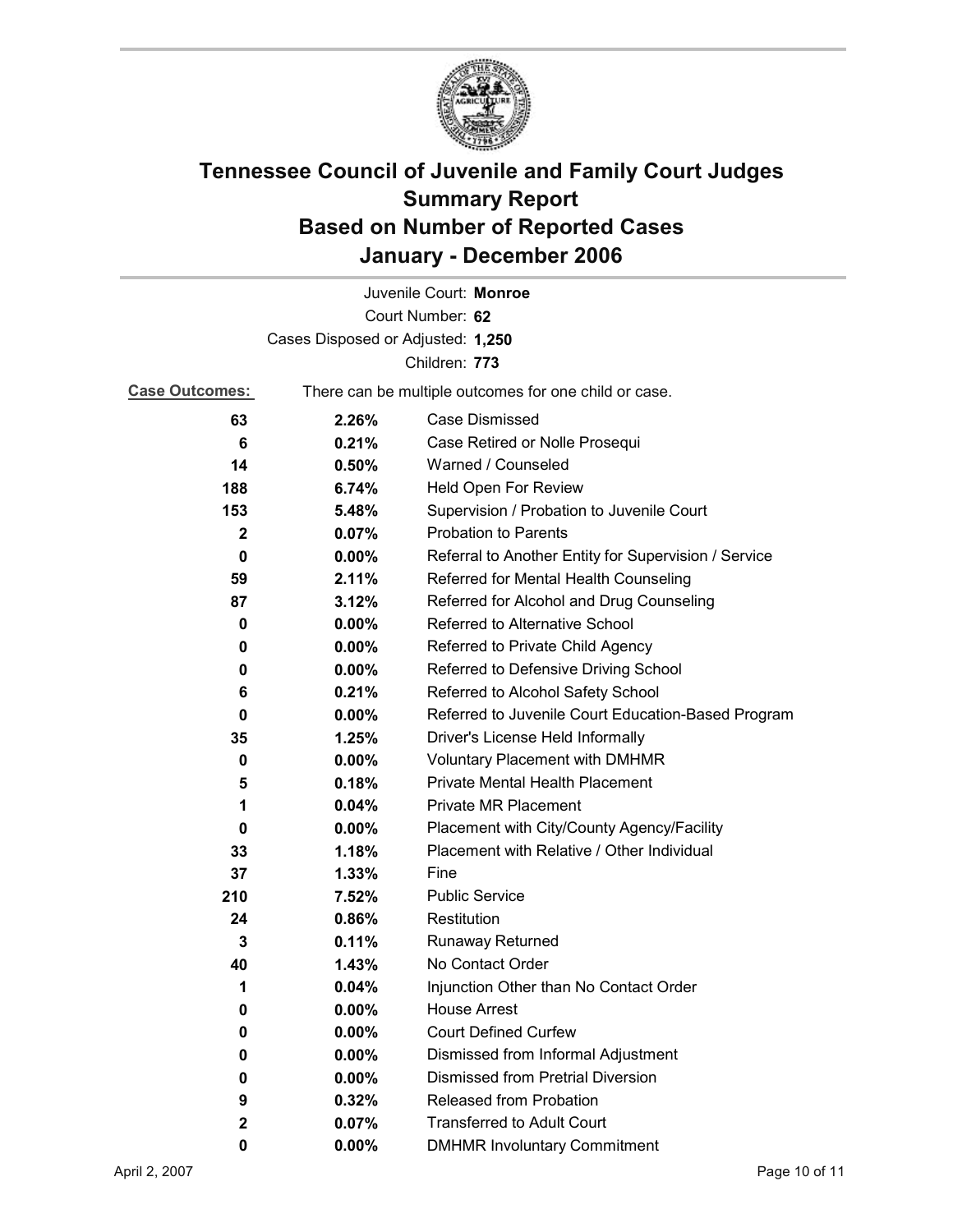# Tennessee Council of Juvenile and Family Court Judges
# Summary Report
# Based on Number of Reported Cases
# January - December 2006

Juvenile Court: **Monroe**

Court Number: **62**

Cases Disposed or Adjusted: **1,250**

Children: **773**

**Case Outcomes:** There can be multiple outcomes for one child or case.

| Count | Percent | Outcome |
|---|---|---|
| 63 | 2.26% | Case Dismissed |
| 6 | 0.21% | Case Retired or Nolle Prosequi |
| 14 | 0.50% | Warned / Counseled |
| 188 | 6.74% | Held Open For Review |
| 153 | 5.48% | Supervision / Probation to Juvenile Court |
| 2 | 0.07% | Probation to Parents |
| 0 | 0.00% | Referral to Another Entity for Supervision / Service |
| 59 | 2.11% | Referred for Mental Health Counseling |
| 87 | 3.12% | Referred for Alcohol and Drug Counseling |
| 0 | 0.00% | Referred to Alternative School |
| 0 | 0.00% | Referred to Private Child Agency |
| 0 | 0.00% | Referred to Defensive Driving School |
| 6 | 0.21% | Referred to Alcohol Safety School |
| 0 | 0.00% | Referred to Juvenile Court Education-Based Program |
| 35 | 1.25% | Driver's License Held Informally |
| 0 | 0.00% | Voluntary Placement with DMHMR |
| 5 | 0.18% | Private Mental Health Placement |
| 1 | 0.04% | Private MR Placement |
| 0 | 0.00% | Placement with City/County Agency/Facility |
| 33 | 1.18% | Placement with Relative / Other Individual |
| 37 | 1.33% | Fine |
| 210 | 7.52% | Public Service |
| 24 | 0.86% | Restitution |
| 3 | 0.11% | Runaway Returned |
| 40 | 1.43% | No Contact Order |
| 1 | 0.04% | Injunction Other than No Contact Order |
| 0 | 0.00% | House Arrest |
| 0 | 0.00% | Court Defined Curfew |
| 0 | 0.00% | Dismissed from Informal Adjustment |
| 0 | 0.00% | Dismissed from Pretrial Diversion |
| 9 | 0.32% | Released from Probation |
| 2 | 0.07% | Transferred to Adult Court |
| 0 | 0.00% | DMHMR Involuntary Commitment |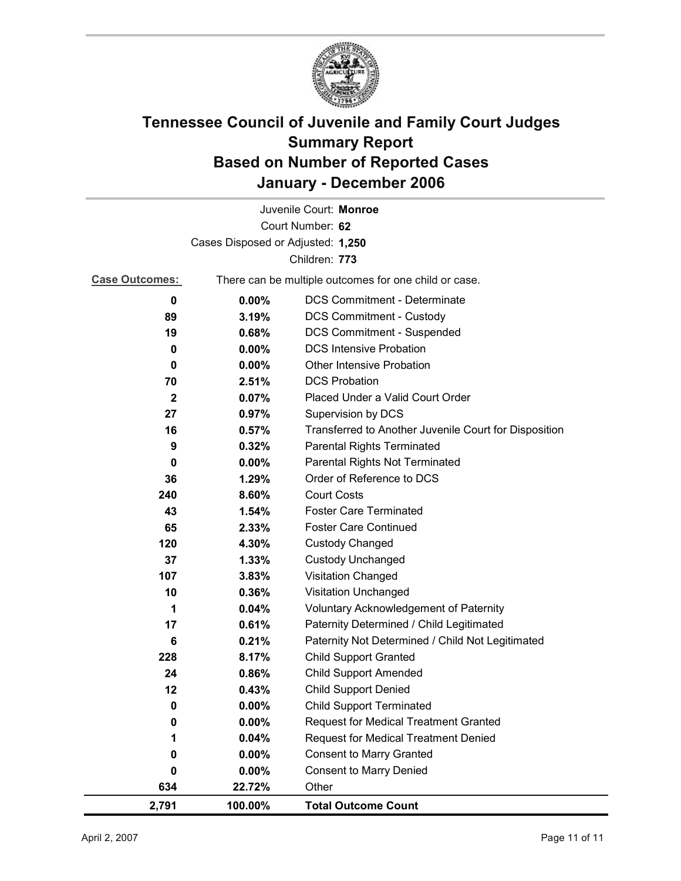# Tennessee Council of Juvenile and Family Court Judges
# Summary Report
# Based on Number of Reported Cases
# January - December 2006

Juvenile Court: **Monroe**

Court Number: **62**

Cases Disposed or Adjusted: **1,250**

Children: **773**

**Case Outcomes:** There can be multiple outcomes for one child or case.

| | | |
|---|---|---|
| 0 | 0.00% | DCS Commitment - Determinate |
| 89 | 3.19% | DCS Commitment - Custody |
| 19 | 0.68% | DCS Commitment - Suspended |
| 0 | 0.00% | DCS Intensive Probation |
| 0 | 0.00% | Other Intensive Probation |
| 70 | 2.51% | DCS Probation |
| 2 | 0.07% | Placed Under a Valid Court Order |
| 27 | 0.97% | Supervision by DCS |
| 16 | 0.57% | Transferred to Another Juvenile Court for Disposition |
| 9 | 0.32% | Parental Rights Terminated |
| 0 | 0.00% | Parental Rights Not Terminated |
| 36 | 1.29% | Order of Reference to DCS |
| 240 | 8.60% | Court Costs |
| 43 | 1.54% | Foster Care Terminated |
| 65 | 2.33% | Foster Care Continued |
| 120 | 4.30% | Custody Changed |
| 37 | 1.33% | Custody Unchanged |
| 107 | 3.83% | Visitation Changed |
| 10 | 0.36% | Visitation Unchanged |
| 1 | 0.04% | Voluntary Acknowledgement of Paternity |
| 17 | 0.61% | Paternity Determined / Child Legitimated |
| 6 | 0.21% | Paternity Not Determined / Child Not Legitimated |
| 228 | 8.17% | Child Support Granted |
| 24 | 0.86% | Child Support Amended |
| 12 | 0.43% | Child Support Denied |
| 0 | 0.00% | Child Support Terminated |
| 0 | 0.00% | Request for Medical Treatment Granted |
| 1 | 0.04% | Request for Medical Treatment Denied |
| 0 | 0.00% | Consent to Marry Granted |
| 0 | 0.00% | Consent to Marry Denied |
| 634 | 22.72% | Other |
| **2,791** | **100.00%** | **Total Outcome Count** |